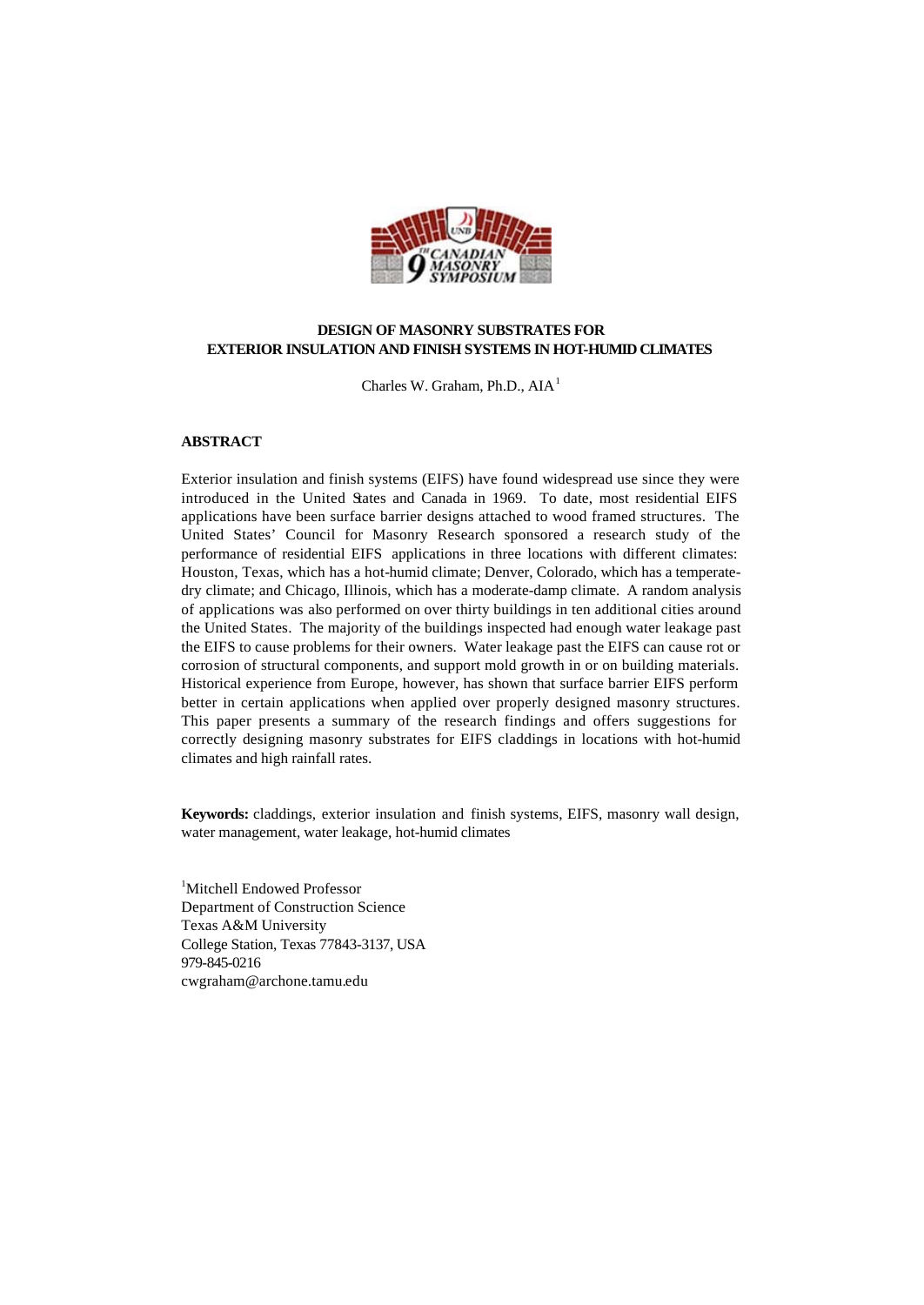# DESIGN OF MASONRY SUBSTRATES FOR EXTERIOR INSULATION AND FINISH SYSTEMS IN HOT-HUMID CLIMATES

Charles W. Graham, Ph.D., AIA[1]

## ABSTRACT

Exterior insulation and finish systems (EIFS) have found widespread use since they were introduced in the United States and Canada in 1969. To date, most residential EIFS applications have been surface barrier designs attached to wood framed structures. The United States' Council for Masonry Research sponsored a research study of the performance of residential EIFS applications in three locations with different climates: Houston, Texas, which has a hot-humid climate; Denver, Colorado, which has a temperate-dry climate; and Chicago, Illinois, which has a moderate-damp climate. A random analysis of applications was also performed on over thirty buildings in ten additional cities around the United States. The majority of the buildings inspected had enough water leakage past the EIFS to cause problems for their owners. Water leakage past the EIFS can cause rot or corrosion of structural components, and support mold growth in or on building materials. Historical experience from Europe, however, has shown that surface barrier EIFS perform better in certain applications when applied over properly designed masonry structures. This paper presents a summary of the research findings and offers suggestions for correctly designing masonry substrates for EIFS claddings in locations with hot-humid climates and high rainfall rates.

**Keywords:** claddings, exterior insulation and finish systems, EIFS, masonry wall design, water management, water leakage, hot-humid climates

[1] Mitchell Endowed Professor
Department of Construction Science
Texas A&M University
College Station, Texas 77843-3137, USA
979-845-0216
cwgraham@archone.tamu.edu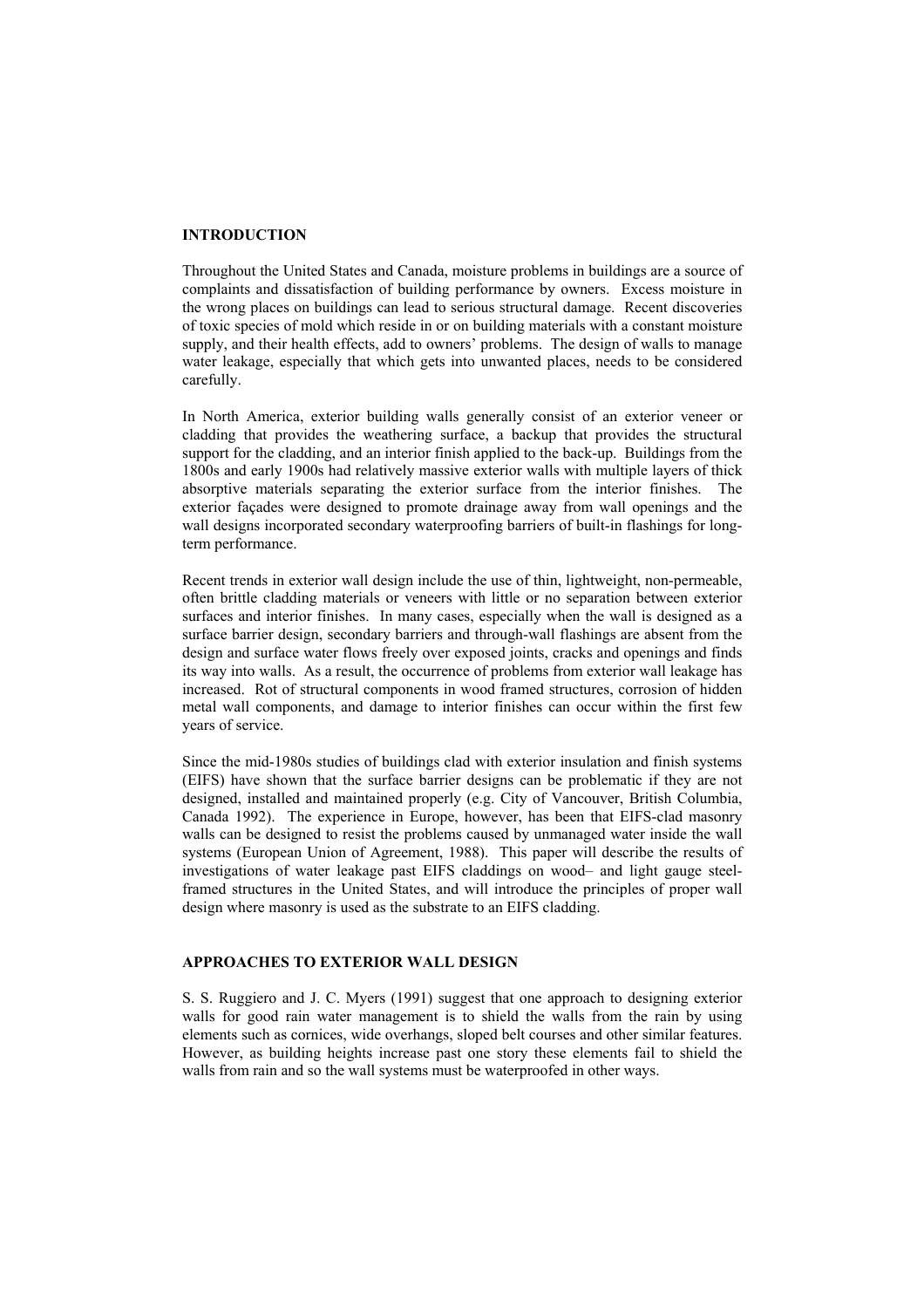## INTRODUCTION

Throughout the United States and Canada, moisture problems in buildings are a source of complaints and dissatisfaction of building performance by owners. Excess moisture in the wrong places on buildings can lead to serious structural damage. Recent discoveries of toxic species of mold which reside in or on building materials with a constant moisture supply, and their health effects, add to owners' problems. The design of walls to manage water leakage, especially that which gets into unwanted places, needs to be considered carefully.

In North America, exterior building walls generally consist of an exterior veneer or cladding that provides the weathering surface, a backup that provides the structural support for the cladding, and an interior finish applied to the back-up. Buildings from the 1800s and early 1900s had relatively massive exterior walls with multiple layers of thick absorptive materials separating the exterior surface from the interior finishes. The exterior façades were designed to promote drainage away from wall openings and the wall designs incorporated secondary waterproofing barriers of built-in flashings for long-term performance.

Recent trends in exterior wall design include the use of thin, lightweight, non-permeable, often brittle cladding materials or veneers with little or no separation between exterior surfaces and interior finishes. In many cases, especially when the wall is designed as a surface barrier design, secondary barriers and through-wall flashings are absent from the design and surface water flows freely over exposed joints, cracks and openings and finds its way into walls. As a result, the occurrence of problems from exterior wall leakage has increased. Rot of structural components in wood framed structures, corrosion of hidden metal wall components, and damage to interior finishes can occur within the first few years of service.

Since the mid-1980s studies of buildings clad with exterior insulation and finish systems (EIFS) have shown that the surface barrier designs can be problematic if they are not designed, installed and maintained properly (e.g. City of Vancouver, British Columbia, Canada 1992). The experience in Europe, however, has been that EIFS-clad masonry walls can be designed to resist the problems caused by unmanaged water inside the wall systems (European Union of Agreement, 1988). This paper will describe the results of investigations of water leakage past EIFS claddings on wood– and light gauge steel-framed structures in the United States, and will introduce the principles of proper wall design where masonry is used as the substrate to an EIFS cladding.

## APPROACHES TO EXTERIOR WALL DESIGN

S. S. Ruggiero and J. C. Myers (1991) suggest that one approach to designing exterior walls for good rain water management is to shield the walls from the rain by using elements such as cornices, wide overhangs, sloped belt courses and other similar features. However, as building heights increase past one story these elements fail to shield the walls from rain and so the wall systems must be waterproofed in other ways.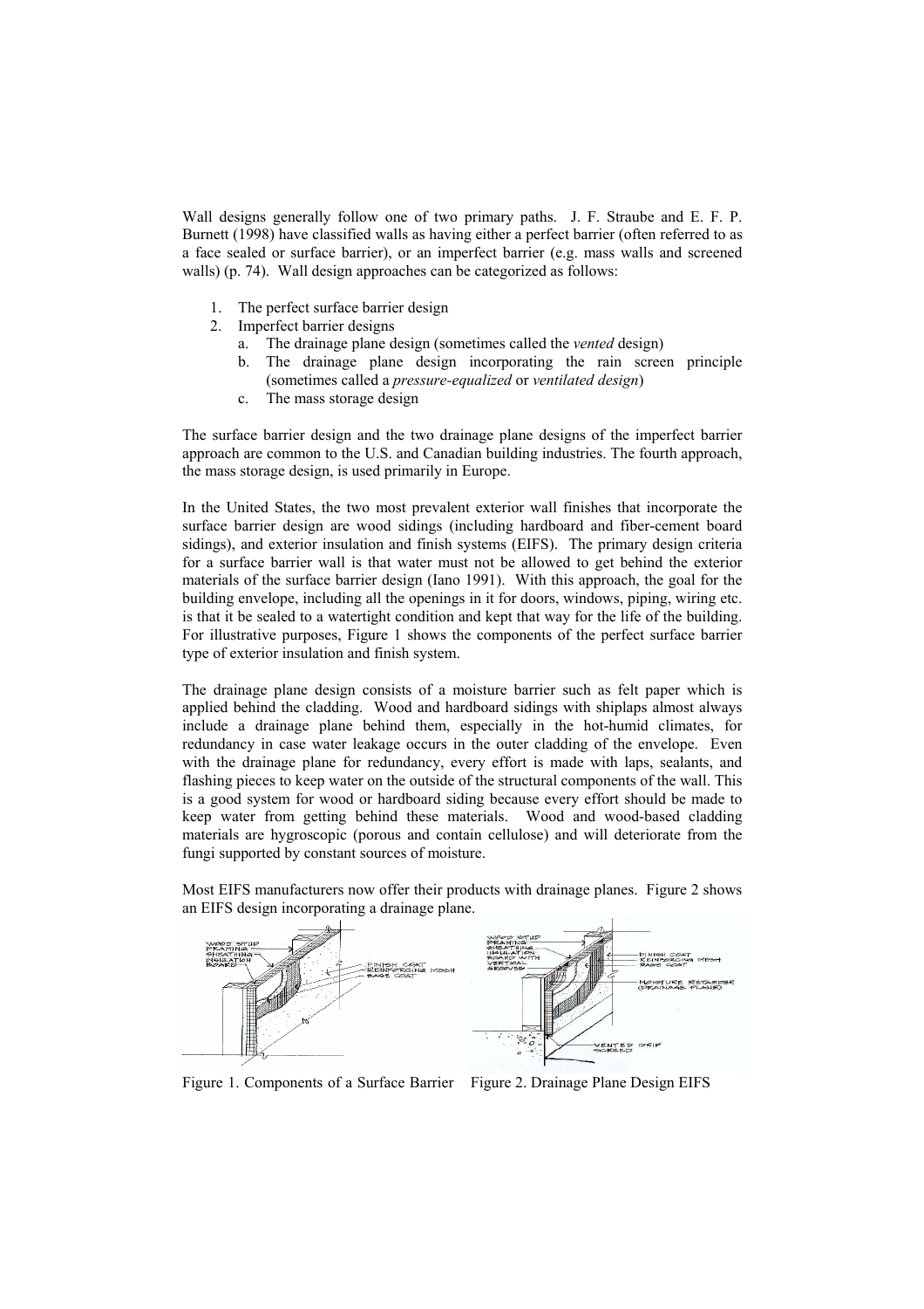Wall designs generally follow one of two primary paths. J. F. Straube and E. F. P. Burnett (1998) have classified walls as having either a perfect barrier (often referred to as a face sealed or surface barrier), or an imperfect barrier (e.g. mass walls and screened walls) (p. 74). Wall design approaches can be categorized as follows:

1. The perfect surface barrier design
2. Imperfect barrier designs
   a. The drainage plane design (sometimes called the *vented* design)
   b. The drainage plane design incorporating the rain screen principle (sometimes called a *pressure-equalized* or *ventilated design*)
   c. The mass storage design

The surface barrier design and the two drainage plane designs of the imperfect barrier approach are common to the U.S. and Canadian building industries. The fourth approach, the mass storage design, is used primarily in Europe.

In the United States, the two most prevalent exterior wall finishes that incorporate the surface barrier design are wood sidings (including hardboard and fiber-cement board sidings), and exterior insulation and finish systems (EIFS). The primary design criteria for a surface barrier wall is that water must not be allowed to get behind the exterior materials of the surface barrier design (Iano 1991). With this approach, the goal for the building envelope, including all the openings in it for doors, windows, piping, wiring etc. is that it be sealed to a watertight condition and kept that way for the life of the building. For illustrative purposes, Figure 1 shows the components of the perfect surface barrier type of exterior insulation and finish system.

The drainage plane design consists of a moisture barrier such as felt paper which is applied behind the cladding. Wood and hardboard sidings with shiplaps almost always include a drainage plane behind them, especially in the hot-humid climates, for redundancy in case water leakage occurs in the outer cladding of the envelope. Even with the drainage plane for redundancy, every effort is made with laps, sealants, and flashing pieces to keep water on the outside of the structural components of the wall. This is a good system for wood or hardboard siding because every effort should be made to keep water from getting behind these materials. Wood and wood-based cladding materials are hygroscopic (porous and contain cellulose) and will deteriorate from the fungi supported by constant sources of moisture.

Most EIFS manufacturers now offer their products with drainage planes. Figure 2 shows an EIFS design incorporating a drainage plane.

Figure 1. Components of a Surface Barrier

Figure 2. Drainage Plane Design EIFS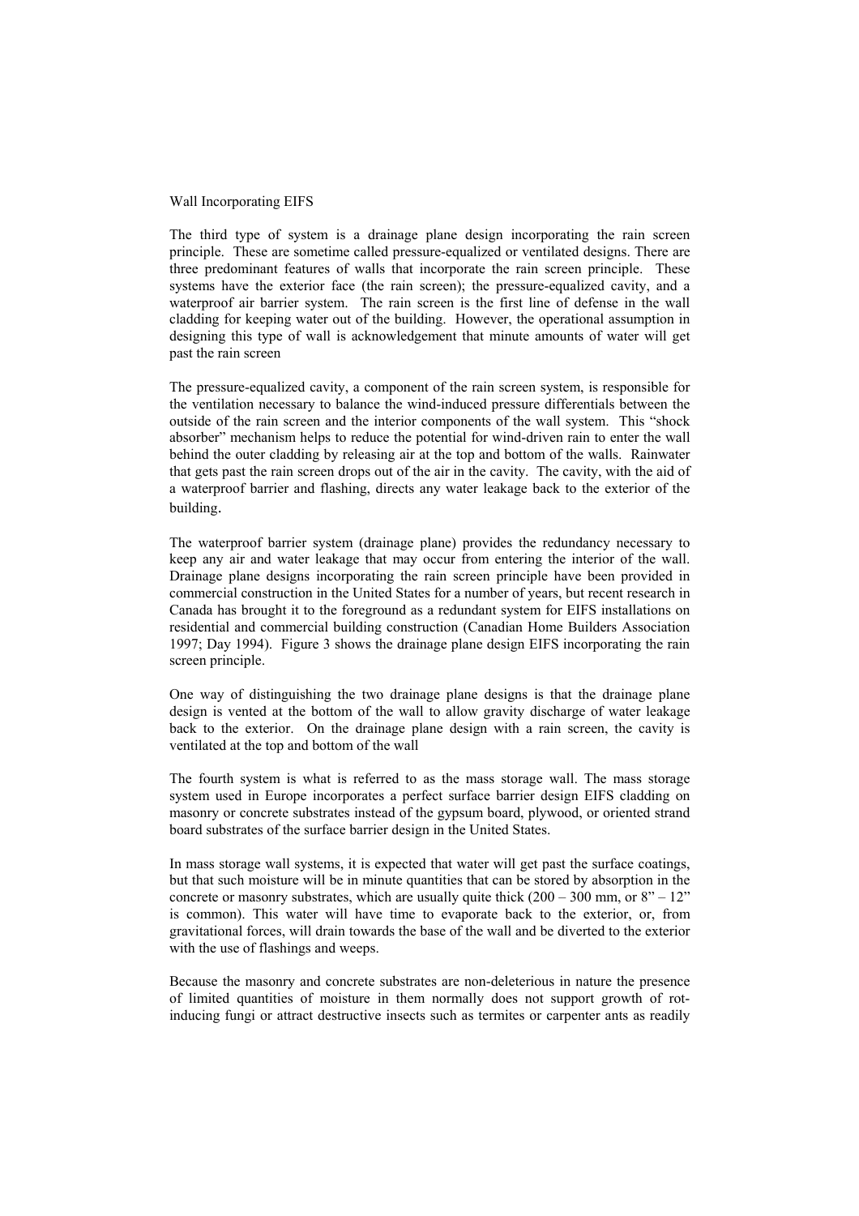Wall Incorporating EIFS

The third type of system is a drainage plane design incorporating the rain screen principle. These are sometime called pressure-equalized or ventilated designs. There are three predominant features of walls that incorporate the rain screen principle. These systems have the exterior face (the rain screen); the pressure-equalized cavity, and a waterproof air barrier system. The rain screen is the first line of defense in the wall cladding for keeping water out of the building. However, the operational assumption in designing this type of wall is acknowledgement that minute amounts of water will get past the rain screen

The pressure-equalized cavity, a component of the rain screen system, is responsible for the ventilation necessary to balance the wind-induced pressure differentials between the outside of the rain screen and the interior components of the wall system. This "shock absorber" mechanism helps to reduce the potential for wind-driven rain to enter the wall behind the outer cladding by releasing air at the top and bottom of the walls. Rainwater that gets past the rain screen drops out of the air in the cavity. The cavity, with the aid of a waterproof barrier and flashing, directs any water leakage back to the exterior of the building.

The waterproof barrier system (drainage plane) provides the redundancy necessary to keep any air and water leakage that may occur from entering the interior of the wall. Drainage plane designs incorporating the rain screen principle have been provided in commercial construction in the United States for a number of years, but recent research in Canada has brought it to the foreground as a redundant system for EIFS installations on residential and commercial building construction (Canadian Home Builders Association 1997; Day 1994). Figure 3 shows the drainage plane design EIFS incorporating the rain screen principle.

One way of distinguishing the two drainage plane designs is that the drainage plane design is vented at the bottom of the wall to allow gravity discharge of water leakage back to the exterior. On the drainage plane design with a rain screen, the cavity is ventilated at the top and bottom of the wall

The fourth system is what is referred to as the mass storage wall. The mass storage system used in Europe incorporates a perfect surface barrier design EIFS cladding on masonry or concrete substrates instead of the gypsum board, plywood, or oriented strand board substrates of the surface barrier design in the United States.

In mass storage wall systems, it is expected that water will get past the surface coatings, but that such moisture will be in minute quantities that can be stored by absorption in the concrete or masonry substrates, which are usually quite thick (200 – 300 mm, or 8" – 12" is common). This water will have time to evaporate back to the exterior, or, from gravitational forces, will drain towards the base of the wall and be diverted to the exterior with the use of flashings and weeps.

Because the masonry and concrete substrates are non-deleterious in nature the presence of limited quantities of moisture in them normally does not support growth of rot-inducing fungi or attract destructive insects such as termites or carpenter ants as readily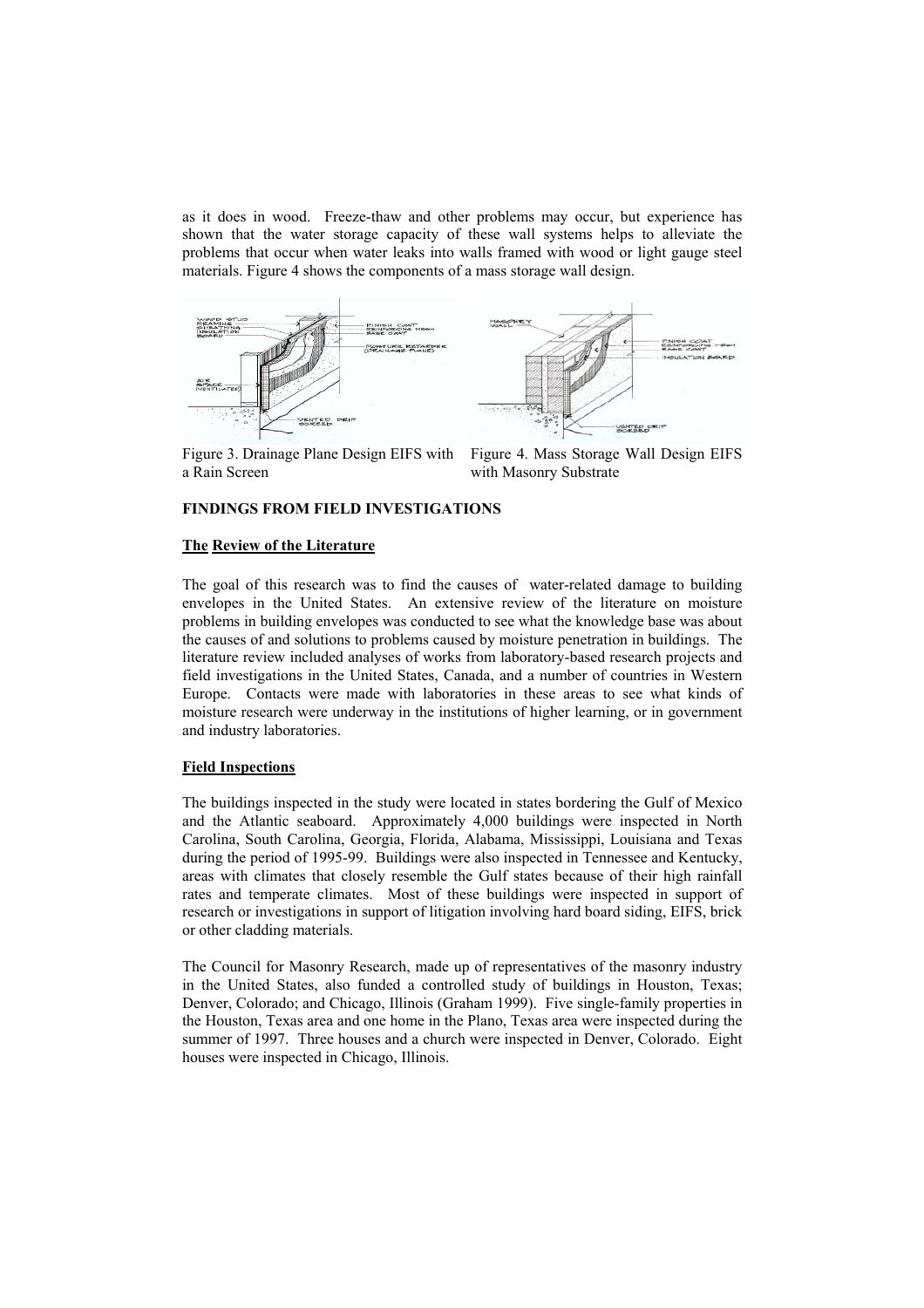as it does in wood. Freeze-thaw and other problems may occur, but experience has shown that the water storage capacity of these wall systems helps to alleviate the problems that occur when water leaks into walls framed with wood or light gauge steel materials. Figure 4 shows the components of a mass storage wall design.

Figure 3. Drainage Plane Design EIFS with a Rain Screen

Figure 4. Mass Storage Wall Design EIFS with Masonry Substrate

## FINDINGS FROM FIELD INVESTIGATIONS

### The Review of the Literature

The goal of this research was to find the causes of water-related damage to building envelopes in the United States. An extensive review of the literature on moisture problems in building envelopes was conducted to see what the knowledge base was about the causes of and solutions to problems caused by moisture penetration in buildings. The literature review included analyses of works from laboratory-based research projects and field investigations in the United States, Canada, and a number of countries in Western Europe. Contacts were made with laboratories in these areas to see what kinds of moisture research were underway in the institutions of higher learning, or in government and industry laboratories.

### Field Inspections

The buildings inspected in the study were located in states bordering the Gulf of Mexico and the Atlantic seaboard. Approximately 4,000 buildings were inspected in North Carolina, South Carolina, Georgia, Florida, Alabama, Mississippi, Louisiana and Texas during the period of 1995-99. Buildings were also inspected in Tennessee and Kentucky, areas with climates that closely resemble the Gulf states because of their high rainfall rates and temperate climates. Most of these buildings were inspected in support of research or investigations in support of litigation involving hard board siding, EIFS, brick or other cladding materials.

The Council for Masonry Research, made up of representatives of the masonry industry in the United States, also funded a controlled study of buildings in Houston, Texas; Denver, Colorado; and Chicago, Illinois (Graham 1999). Five single-family properties in the Houston, Texas area and one home in the Plano, Texas area were inspected during the summer of 1997. Three houses and a church were inspected in Denver, Colorado. Eight houses were inspected in Chicago, Illinois.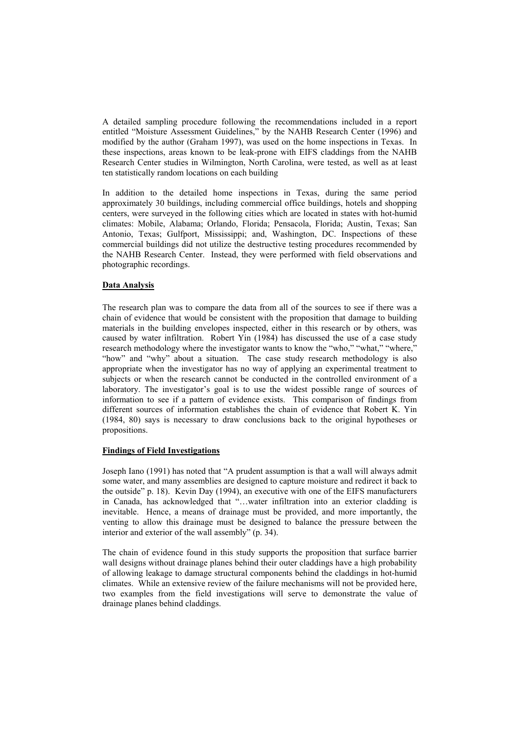A detailed sampling procedure following the recommendations included in a report entitled "Moisture Assessment Guidelines," by the NAHB Research Center (1996) and modified by the author (Graham 1997), was used on the home inspections in Texas. In these inspections, areas known to be leak-prone with EIFS claddings from the NAHB Research Center studies in Wilmington, North Carolina, were tested, as well as at least ten statistically random locations on each building

In addition to the detailed home inspections in Texas, during the same period approximately 30 buildings, including commercial office buildings, hotels and shopping centers, were surveyed in the following cities which are located in states with hot-humid climates: Mobile, Alabama; Orlando, Florida; Pensacola, Florida; Austin, Texas; San Antonio, Texas; Gulfport, Mississippi; and, Washington, DC. Inspections of these commercial buildings did not utilize the destructive testing procedures recommended by the NAHB Research Center. Instead, they were performed with field observations and photographic recordings.

## Data Analysis

The research plan was to compare the data from all of the sources to see if there was a chain of evidence that would be consistent with the proposition that damage to building materials in the building envelopes inspected, either in this research or by others, was caused by water infiltration. Robert Yin (1984) has discussed the use of a case study research methodology where the investigator wants to know the "who," "what," "where," "how" and "why" about a situation. The case study research methodology is also appropriate when the investigator has no way of applying an experimental treatment to subjects or when the research cannot be conducted in the controlled environment of a laboratory. The investigator's goal is to use the widest possible range of sources of information to see if a pattern of evidence exists. This comparison of findings from different sources of information establishes the chain of evidence that Robert K. Yin (1984, 80) says is necessary to draw conclusions back to the original hypotheses or propositions.

## Findings of Field Investigations

Joseph Iano (1991) has noted that "A prudent assumption is that a wall will always admit some water, and many assemblies are designed to capture moisture and redirect it back to the outside" p. 18). Kevin Day (1994), an executive with one of the EIFS manufacturers in Canada, has acknowledged that "…water infiltration into an exterior cladding is inevitable. Hence, a means of drainage must be provided, and more importantly, the venting to allow this drainage must be designed to balance the pressure between the interior and exterior of the wall assembly" (p. 34).

The chain of evidence found in this study supports the proposition that surface barrier wall designs without drainage planes behind their outer claddings have a high probability of allowing leakage to damage structural components behind the claddings in hot-humid climates. While an extensive review of the failure mechanisms will not be provided here, two examples from the field investigations will serve to demonstrate the value of drainage planes behind claddings.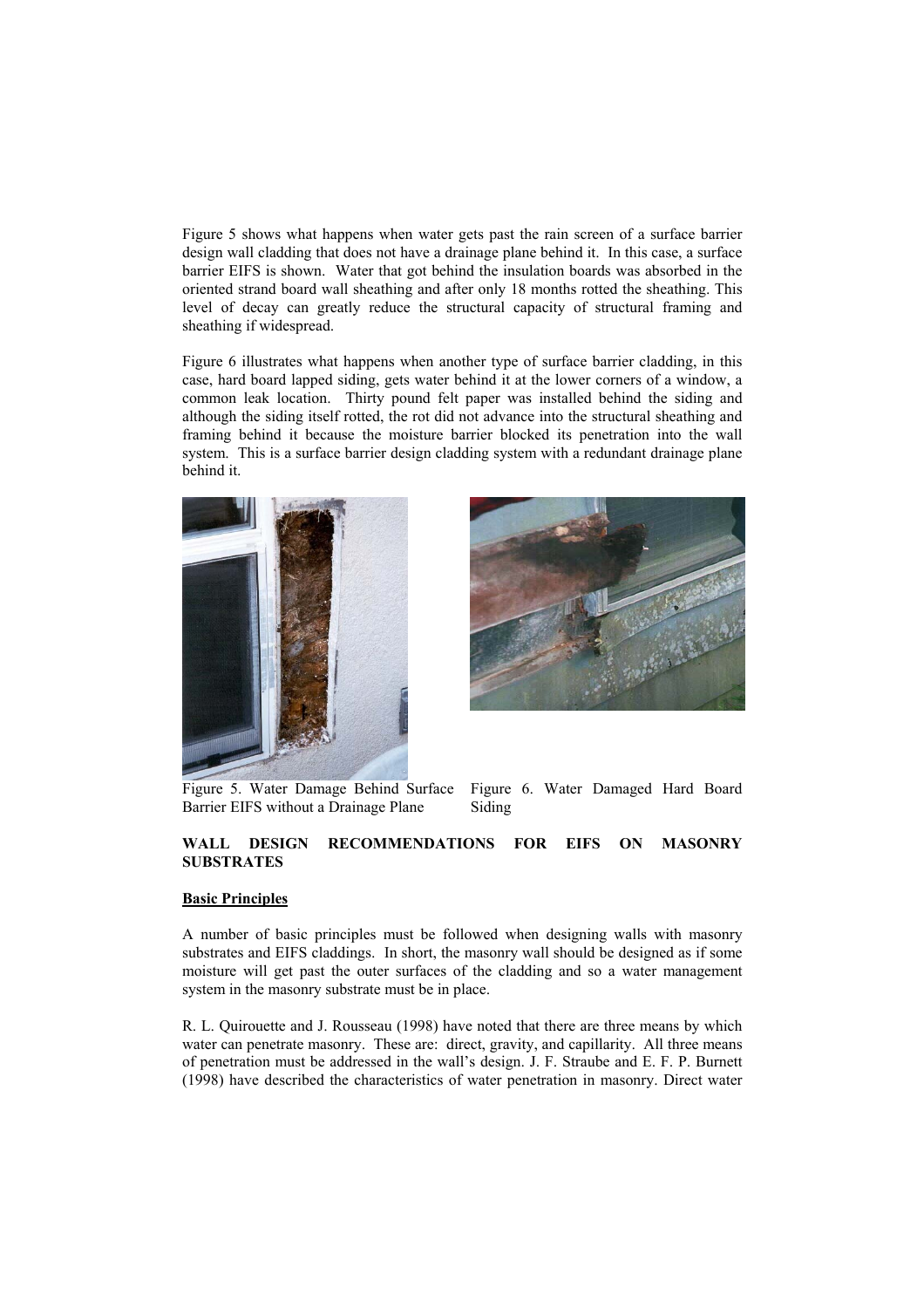Figure 5 shows what happens when water gets past the rain screen of a surface barrier design wall cladding that does not have a drainage plane behind it. In this case, a surface barrier EIFS is shown. Water that got behind the insulation boards was absorbed in the oriented strand board wall sheathing and after only 18 months rotted the sheathing. This level of decay can greatly reduce the structural capacity of structural framing and sheathing if widespread.

Figure 6 illustrates what happens when another type of surface barrier cladding, in this case, hard board lapped siding, gets water behind it at the lower corners of a window, a common leak location. Thirty pound felt paper was installed behind the siding and although the siding itself rotted, the rot did not advance into the structural sheathing and framing behind it because the moisture barrier blocked its penetration into the wall system. This is a surface barrier design cladding system with a redundant drainage plane behind it.

Figure 5. Water Damage Behind Surface Barrier EIFS without a Drainage Plane

Figure 6. Water Damaged Hard Board Siding

## WALL DESIGN RECOMMENDATIONS FOR EIFS ON MASONRY SUBSTRATES

### Basic Principles

A number of basic principles must be followed when designing walls with masonry substrates and EIFS claddings. In short, the masonry wall should be designed as if some moisture will get past the outer surfaces of the cladding and so a water management system in the masonry substrate must be in place.

R. L. Quirouette and J. Rousseau (1998) have noted that there are three means by which water can penetrate masonry. These are: direct, gravity, and capillarity. All three means of penetration must be addressed in the wall's design. J. F. Straube and E. F. P. Burnett (1998) have described the characteristics of water penetration in masonry. Direct water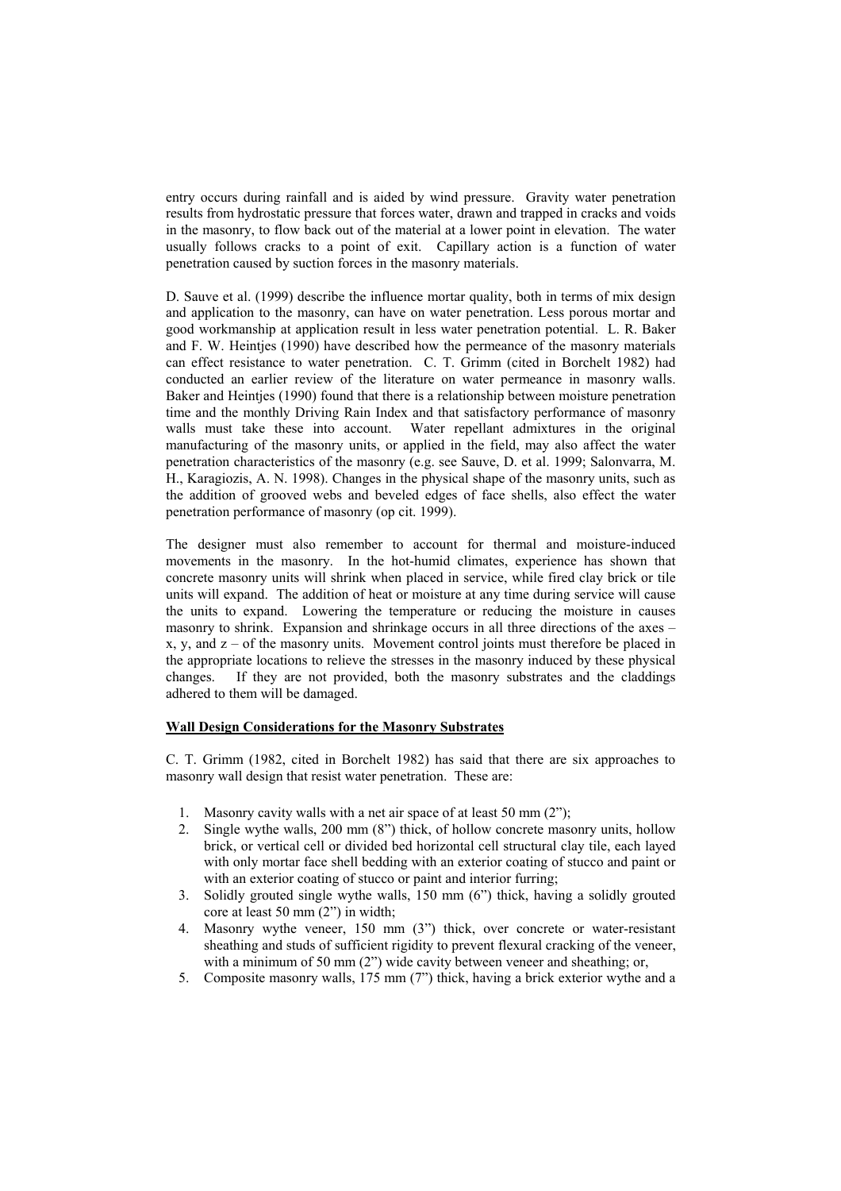entry occurs during rainfall and is aided by wind pressure. Gravity water penetration results from hydrostatic pressure that forces water, drawn and trapped in cracks and voids in the masonry, to flow back out of the material at a lower point in elevation. The water usually follows cracks to a point of exit. Capillary action is a function of water penetration caused by suction forces in the masonry materials.

D. Sauve et al. (1999) describe the influence mortar quality, both in terms of mix design and application to the masonry, can have on water penetration. Less porous mortar and good workmanship at application result in less water penetration potential. L. R. Baker and F. W. Heintjes (1990) have described how the permeance of the masonry materials can effect resistance to water penetration. C. T. Grimm (cited in Borchelt 1982) had conducted an earlier review of the literature on water permeance in masonry walls. Baker and Heintjes (1990) found that there is a relationship between moisture penetration time and the monthly Driving Rain Index and that satisfactory performance of masonry walls must take these into account. Water repellant admixtures in the original manufacturing of the masonry units, or applied in the field, may also affect the water penetration characteristics of the masonry (e.g. see Sauve, D. et al. 1999; Salonvarra, M. H., Karagiozis, A. N. 1998). Changes in the physical shape of the masonry units, such as the addition of grooved webs and beveled edges of face shells, also effect the water penetration performance of masonry (op cit. 1999).

The designer must also remember to account for thermal and moisture-induced movements in the masonry. In the hot-humid climates, experience has shown that concrete masonry units will shrink when placed in service, while fired clay brick or tile units will expand. The addition of heat or moisture at any time during service will cause the units to expand. Lowering the temperature or reducing the moisture in causes masonry to shrink. Expansion and shrinkage occurs in all three directions of the axes – x, y, and z – of the masonry units. Movement control joints must therefore be placed in the appropriate locations to relieve the stresses in the masonry induced by these physical changes. If they are not provided, both the masonry substrates and the claddings adhered to them will be damaged.

## Wall Design Considerations for the Masonry Substrates

C. T. Grimm (1982, cited in Borchelt 1982) has said that there are six approaches to masonry wall design that resist water penetration. These are:

1. Masonry cavity walls with a net air space of at least 50 mm (2");
2. Single wythe walls, 200 mm (8") thick, of hollow concrete masonry units, hollow brick, or vertical cell or divided bed horizontal cell structural clay tile, each layed with only mortar face shell bedding with an exterior coating of stucco and paint or with an exterior coating of stucco or paint and interior furring;
3. Solidly grouted single wythe walls, 150 mm (6") thick, having a solidly grouted core at least 50 mm (2") in width;
4. Masonry wythe veneer, 150 mm (3") thick, over concrete or water-resistant sheathing and studs of sufficient rigidity to prevent flexural cracking of the veneer, with a minimum of 50 mm (2") wide cavity between veneer and sheathing; or,
5. Composite masonry walls, 175 mm (7") thick, having a brick exterior wythe and a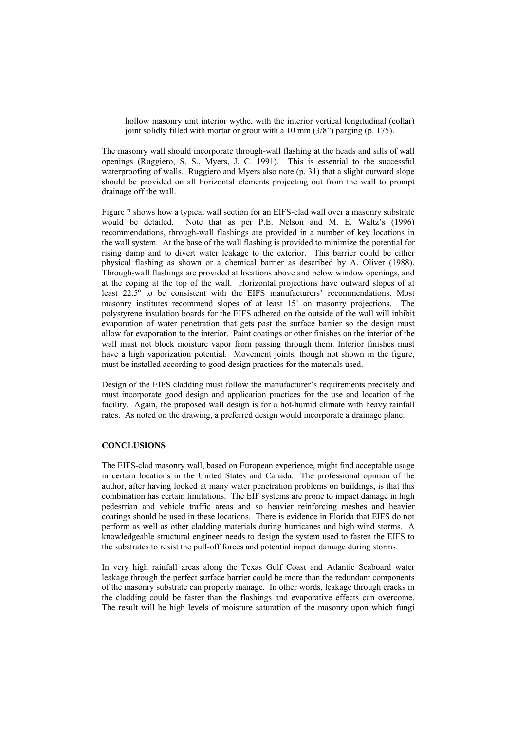hollow masonry unit interior wythe, with the interior vertical longitudinal (collar) joint solidly filled with mortar or grout with a 10 mm (3/8") parging (p. 175).

The masonry wall should incorporate through-wall flashing at the heads and sills of wall openings (Ruggiero, S. S., Myers, J. C. 1991). This is essential to the successful waterproofing of walls. Ruggiero and Myers also note (p. 31) that a slight outward slope should be provided on all horizontal elements projecting out from the wall to prompt drainage off the wall.

Figure 7 shows how a typical wall section for an EIFS-clad wall over a masonry substrate would be detailed. Note that as per P.E. Nelson and M. E. Waltz's (1996) recommendations, through-wall flashings are provided in a number of key locations in the wall system. At the base of the wall flashing is provided to minimize the potential for rising damp and to divert water leakage to the exterior. This barrier could be either physical flashing as shown or a chemical barrier as described by A. Oliver (1988). Through-wall flashings are provided at locations above and below window openings, and at the coping at the top of the wall. Horizontal projections have outward slopes of at least $22.5^{o}$ to be consistent with the EIFS manufacturers' recommendations. Most masonry institutes recommend slopes of at least $15^{o}$ on masonry projections. The polystyrene insulation boards for the EIFS adhered on the outside of the wall will inhibit evaporation of water penetration that gets past the surface barrier so the design must allow for evaporation to the interior. Paint coatings or other finishes on the interior of the wall must not block moisture vapor from passing through them. Interior finishes must have a high vaporization potential. Movement joints, though not shown in the figure, must be installed according to good design practices for the materials used.

Design of the EIFS cladding must follow the manufacturer's requirements precisely and must incorporate good design and application practices for the use and location of the facility. Again, the proposed wall design is for a hot-humid climate with heavy rainfall rates. As noted on the drawing, a preferred design would incorporate a drainage plane.

## CONCLUSIONS

The EIFS-clad masonry wall, based on European experience, might find acceptable usage in certain locations in the United States and Canada. The professional opinion of the author, after having looked at many water penetration problems on buildings, is that this combination has certain limitations. The EIF systems are prone to impact damage in high pedestrian and vehicle traffic areas and so heavier reinforcing meshes and heavier coatings should be used in these locations. There is evidence in Florida that EIFS do not perform as well as other cladding materials during hurricanes and high wind storms. A knowledgeable structural engineer needs to design the system used to fasten the EIFS to the substrates to resist the pull-off forces and potential impact damage during storms.

In very high rainfall areas along the Texas Gulf Coast and Atlantic Seaboard water leakage through the perfect surface barrier could be more than the redundant components of the masonry substrate can properly manage. In other words, leakage through cracks in the cladding could be faster than the flashings and evaporative effects can overcome. The result will be high levels of moisture saturation of the masonry upon which fungi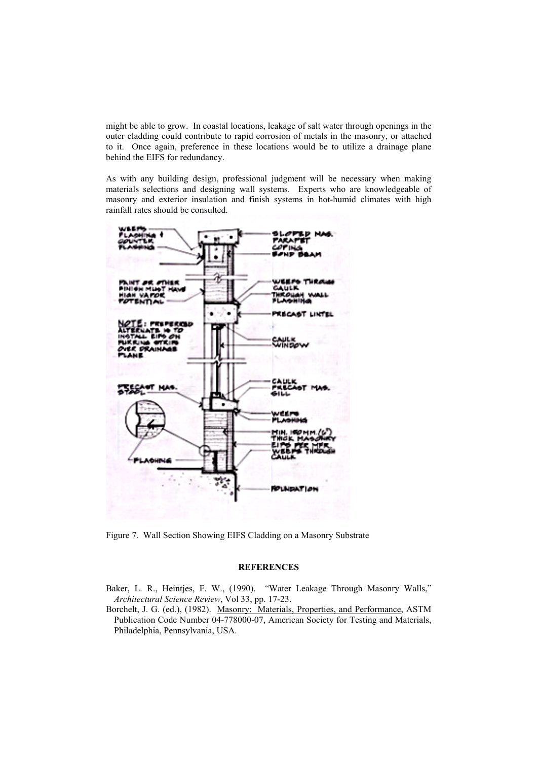might be able to grow. In coastal locations, leakage of salt water through openings in the outer cladding could contribute to rapid corrosion of metals in the masonry, or attached to it. Once again, preference in these locations would be to utilize a drainage plane behind the EIFS for redundancy.

As with any building design, professional judgment will be necessary when making materials selections and designing wall systems. Experts who are knowledgeable of masonry and exterior insulation and finish systems in hot-humid climates with high rainfall rates should be consulted.

Figure 7. Wall Section Showing EIFS Cladding on a Masonry Substrate

## REFERENCES

Baker, L. R., Heintjes, F. W., (1990). "Water Leakage Through Masonry Walls," *Architectural Science Review*, Vol 33, pp. 17-23.

Borchelt, J. G. (ed.), (1982). Masonry: Materials, Properties, and Performance, ASTM Publication Code Number 04-778000-07, American Society for Testing and Materials, Philadelphia, Pennsylvania, USA.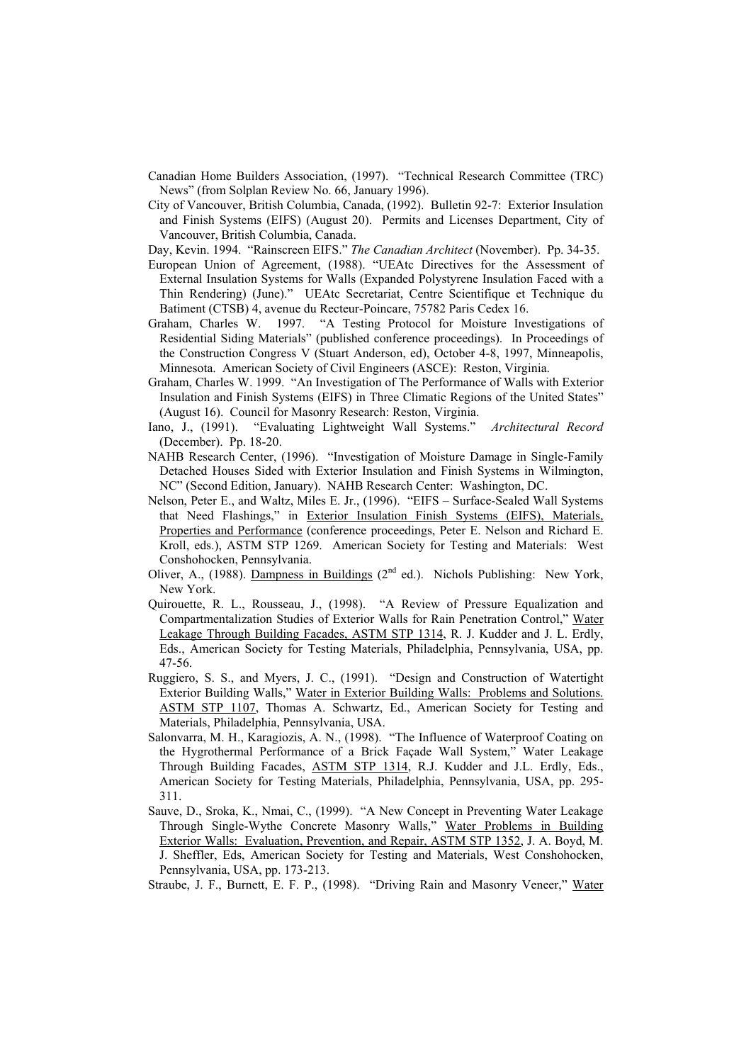Canadian Home Builders Association, (1997). "Technical Research Committee (TRC) News" (from Solplan Review No. 66, January 1996).

City of Vancouver, British Columbia, Canada, (1992). Bulletin 92-7: Exterior Insulation and Finish Systems (EIFS) (August 20). Permits and Licenses Department, City of Vancouver, British Columbia, Canada.

Day, Kevin. 1994. "Rainscreen EIFS." *The Canadian Architect* (November). Pp. 34-35.

European Union of Agreement, (1988). "UEAtc Directives for the Assessment of External Insulation Systems for Walls (Expanded Polystyrene Insulation Faced with a Thin Rendering) (June)." UEAtc Secretariat, Centre Scientifique et Technique du Batiment (CTSB) 4, avenue du Recteur-Poincare, 75782 Paris Cedex 16.

Graham, Charles W. 1997. "A Testing Protocol for Moisture Investigations of Residential Siding Materials" (published conference proceedings). In Proceedings of the Construction Congress V (Stuart Anderson, ed), October 4-8, 1997, Minneapolis, Minnesota. American Society of Civil Engineers (ASCE): Reston, Virginia.

Graham, Charles W. 1999. "An Investigation of The Performance of Walls with Exterior Insulation and Finish Systems (EIFS) in Three Climatic Regions of the United States" (August 16). Council for Masonry Research: Reston, Virginia.

Iano, J., (1991). "Evaluating Lightweight Wall Systems." *Architectural Record* (December). Pp. 18-20.

NAHB Research Center, (1996). "Investigation of Moisture Damage in Single-Family Detached Houses Sided with Exterior Insulation and Finish Systems in Wilmington, NC" (Second Edition, January). NAHB Research Center: Washington, DC.

Nelson, Peter E., and Waltz, Miles E. Jr., (1996). "EIFS – Surface-Sealed Wall Systems that Need Flashings," in Exterior Insulation Finish Systems (EIFS), Materials, Properties and Performance (conference proceedings, Peter E. Nelson and Richard E. Kroll, eds.), ASTM STP 1269. American Society for Testing and Materials: West Conshohocken, Pennsylvania.

Oliver, A., (1988). Dampness in Buildings (2nd ed.). Nichols Publishing: New York, New York.

Quirouette, R. L., Rousseau, J., (1998). "A Review of Pressure Equalization and Compartmentalization Studies of Exterior Walls for Rain Penetration Control," Water Leakage Through Building Facades, ASTM STP 1314, R. J. Kudder and J. L. Erdly, Eds., American Society for Testing Materials, Philadelphia, Pennsylvania, USA, pp. 47-56.

Ruggiero, S. S., and Myers, J. C., (1991). "Design and Construction of Watertight Exterior Building Walls," Water in Exterior Building Walls: Problems and Solutions. ASTM STP 1107, Thomas A. Schwartz, Ed., American Society for Testing and Materials, Philadelphia, Pennsylvania, USA.

Salonvarra, M. H., Karagiozis, A. N., (1998). "The Influence of Waterproof Coating on the Hygrothermal Performance of a Brick Façade Wall System," Water Leakage Through Building Facades, ASTM STP 1314, R.J. Kudder and J.L. Erdly, Eds., American Society for Testing Materials, Philadelphia, Pennsylvania, USA, pp. 295-311.

Sauve, D., Sroka, K., Nmai, C., (1999). "A New Concept in Preventing Water Leakage Through Single-Wythe Concrete Masonry Walls," Water Problems in Building Exterior Walls: Evaluation, Prevention, and Repair, ASTM STP 1352, J. A. Boyd, M. J. Sheffler, Eds, American Society for Testing and Materials, West Conshohocken, Pennsylvania, USA, pp. 173-213.

Straube, J. F., Burnett, E. F. P., (1998). "Driving Rain and Masonry Veneer," Water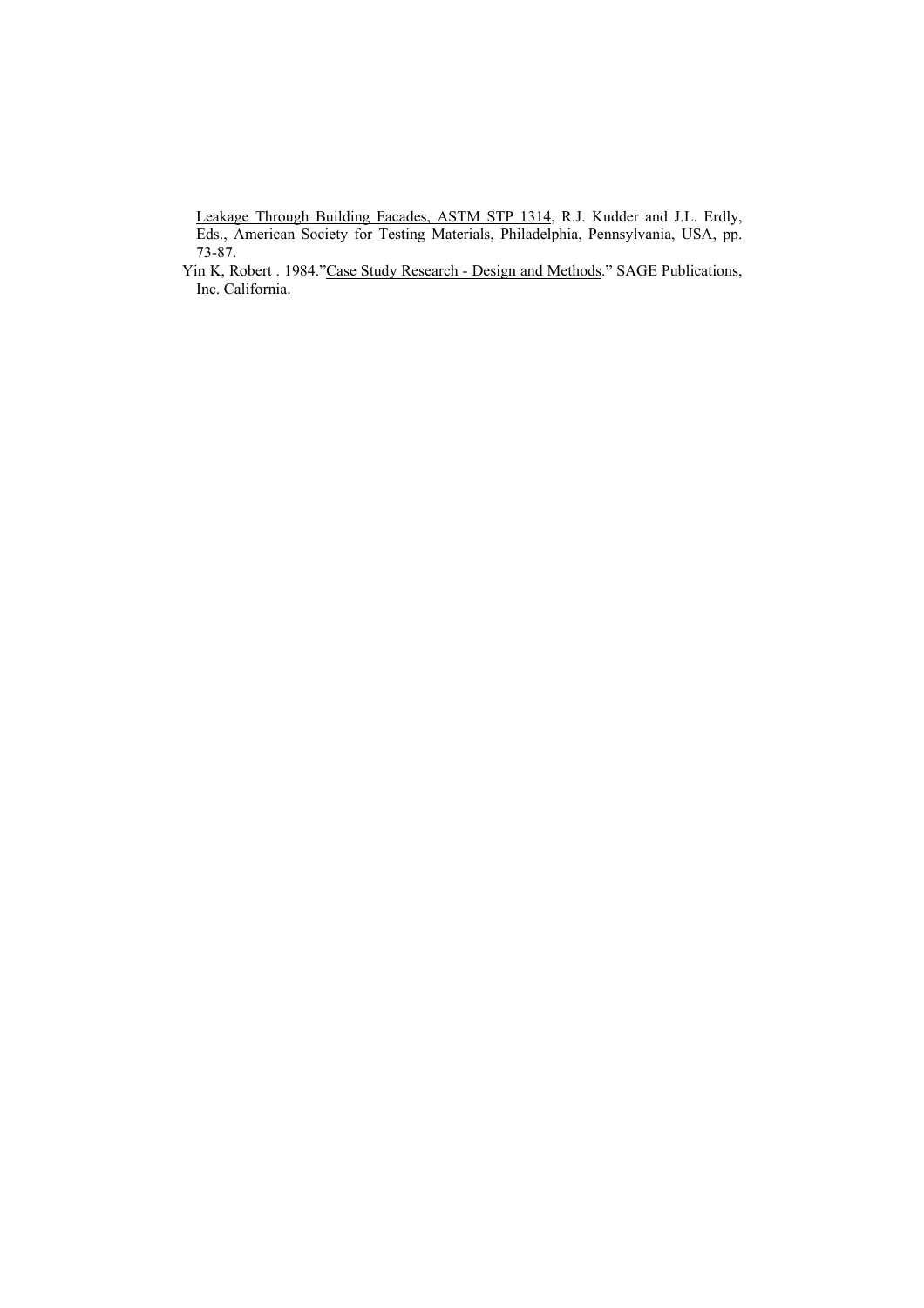Leakage Through Building Facades, ASTM STP 1314, R.J. Kudder and J.L. Erdly, Eds., American Society for Testing Materials, Philadelphia, Pennsylvania, USA, pp. 73-87.

Yin K, Robert . 1984."Case Study Research - Design and Methods." SAGE Publications, Inc. California.